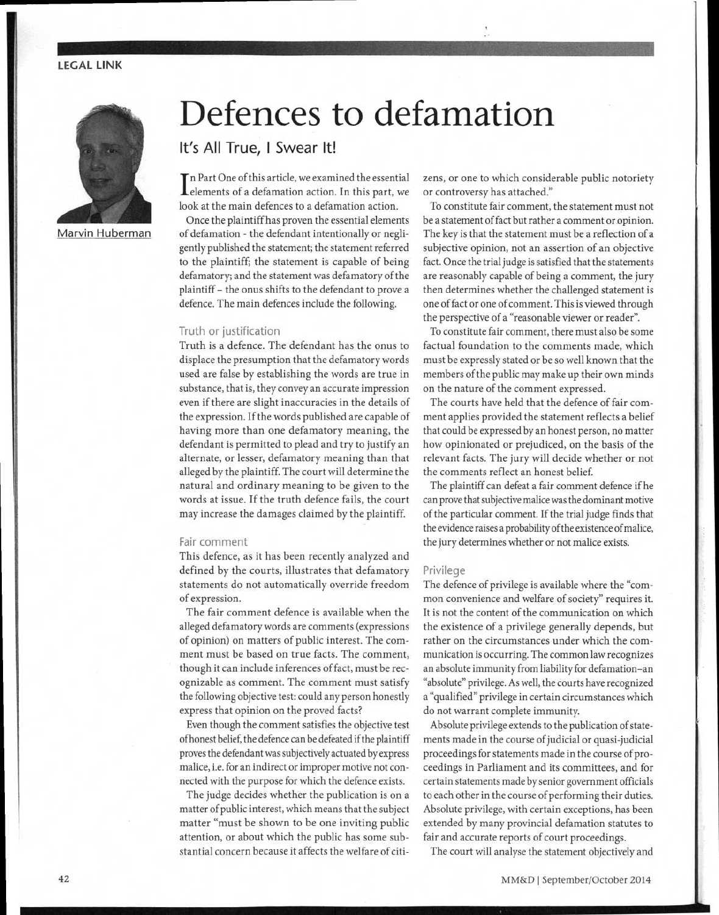LEGAL LINK

Marvin Huberman

# Defences to defamation

## It's All True, I Swear It!

In Part One of this article, we examined the essential elements of a defamation action. In this part, we look at the main defences to a defamation action.

Once the plaintiff has proven the essential elements of defamation - the defendant intentionally or negligently published the statement; the statement referred to the plaintiff; the statement is capable of being defamatory; and the statement was defamatory of the plaintiff – the onus shifts to the defendant to prove a defence. The main defences include the following.

### Truth or justification

Truth is a defence. The defendant has the onus to displace the presumption that the defamatory words used are false by establishing the words are true in substance, that is, they convey an accurate impression even if there are slight inaccuracies in the details of the expression. If the words published are capable of having more than one defamatory meaning, the defendant is permitted to plead and try to justify an alternate, or lesser, defamatory meaning than that alleged by the plaintiff. The court will determine the natural and ordinary meaning to be given to the words at issue. If the truth defence fails, the court may increase the damages claimed by the plaintiff.

### Fair comment

This defence, as it has been recently analyzed and defined by the courts, illustrates that defamatory statements do not automatically override freedom of expression.

The fair comment defence is available when the alleged defamatory words are comments (expressions of opinion) on matters of public interest. The comment must be based on true facts. The comment, though it can include inferences of fact, must be recognizable as comment. The comment must satisfy the following objective test: could any person honestly express that opinion on the proved facts?

Even though the comment satisfies the objective test of honest belief, the defence can be defeated if the plaintiff proves the defendant was subjectively actuated by express malice, i.e. for an indirect or improper motive not connected with the purpose for which the defence exists.

The judge decides whether the publication is on a matter of public interest, which means that the subject matter "must be shown to be one inviting public attention, or about which the public has some substantial concern because it affects the welfare of citizens, or one to which considerable public notoriety or controversy has attached."

To constitute fair comment, the statement must not be a statement of fact but rather a comment or opinion. The key is that the statement must be a reflection of a subjective opinion, not an assertion of an objective fact. Once the trial judge is satisfied that the statements are reasonably capable of being a comment, the jury then determines whether the challenged statement is one of fact or one of comment. This is viewed through the perspective of a "reasonable viewer or reader".

To constitute fair comment, there must also be some factual foundation to the comments made, which must be expressly stated or be so well known that the members of the public may make up their own minds on the nature of the comment expressed.

The courts have held that the defence of fair comment applies provided the statement reflects a belief that could be expressed by an honest person, no matter how opinionated or prejudiced, on the basis of the relevant facts. The jury will decide whether or not the comments reflect an honest belief.

The plaintiff can defeat a fair comment defence if he can prove that subjective malice was the dominant motive of the particular comment. If the trial judge finds that the evidence raises a probability of the existence of malice, the jury determines whether or not malice exists.

### Privilege

The defence of privilege is available where the "common convenience and welfare of society" requires it. It is not the content of the communication on which the existence of a privilege generally depends, but rather on the circumstances under which the communication is occurring. The common law recognizes an absolute immunity from liability for defamation–an "absolute" privilege. As well, the courts have recognized a "qualified" privilege in certain circumstances which do not warrant complete immunity.

Absolute privilege extends to the publication of statements made in the course of judicial or quasi-judicial proceedings for statements made in the course of proceedings in Parliament and its committees, and for certain statements made by senior government officials to each other in the course of performing their duties. Absolute privilege, with certain exceptions, has been extended by many provincial defamation statutes to fair and accurate reports of court proceedings.

The court will analyse the statement objectively and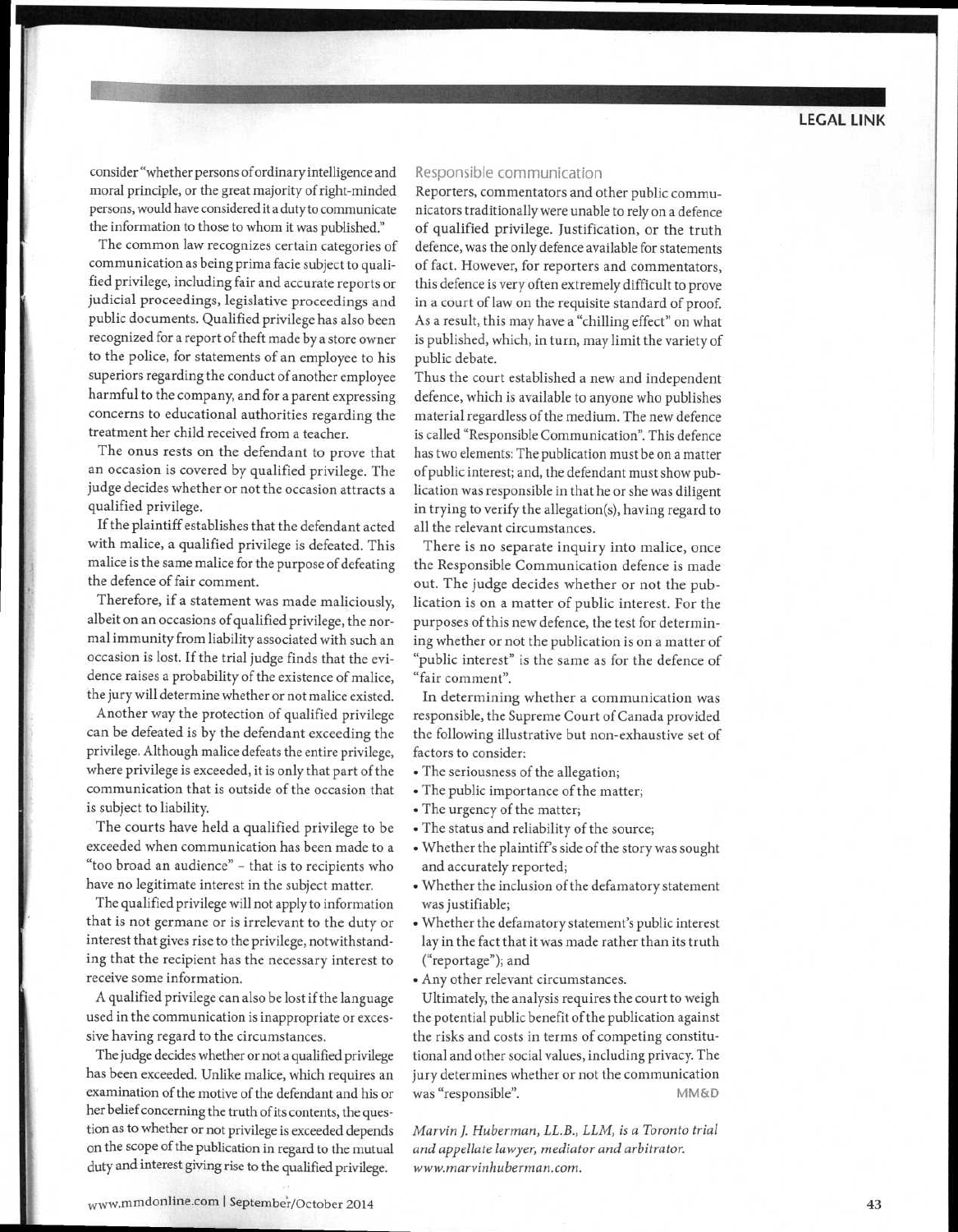consider "whether persons of ordinary intelligence and moral principle, or the great majority of right-minded persons, would have considered it a duty to communicate the information to those to whom it was published."

The common law recognizes certain categories of communication as being prima facie subject to qualified privilege, including fair and accurate reports or judicial proceedings, legislative proceedings and public documents. Qualified privilege has also been recognized for a report of theft made by a store owner to the police, for statements of an employee to his superiors regarding the conduct of another employee harmful to the company, and for a parent expressing concerns to educational authorities regarding the treatment her child received from a teacher.

The onus rests on the defendant to prove that an occasion is covered by qualified privilege. The judge decides whether or not the occasion attracts a qualified privilege.

If the plaintiff establishes that the defendant acted with malice, a qualified privilege is defeated. This malice is the same malice for the purpose of defeating the defence of fair comment.

Therefore, if a statement was made maliciously, albeit on an occasions of qualified privilege, the normal immunity from liability associated with such an occasion is lost. If the trial judge finds that the evidence raises a probability of the existence of malice, the jury will determine whether or not malice existed.

Another way the protection of qualified privilege can be defeated is by the defendant exceeding the privilege. Although malice defeats the entire privilege, where privilege is exceeded, it is only that part of the communication that is outside of the occasion that is subject to liability.

The courts have held a qualified privilege to be exceeded when communication has been made to a "too broad an audience" – that is to recipients who have no legitimate interest in the subject matter.

The qualified privilege will not apply to information that is not germane or is irrelevant to the duty or interest that gives rise to the privilege, notwithstanding that the recipient has the necessary interest to receive some information.

A qualified privilege can also be lost if the language used in the communication is inappropriate or excessive having regard to the circumstances.

The judge decides whether or not a qualified privilege has been exceeded. Unlike malice, which requires an examination of the motive of the defendant and his or her belief concerning the truth of its contents, the question as to whether or not privilege is exceeded depends on the scope of the publication in regard to the mutual duty and interest giving rise to the qualified privilege.

## Responsible communication

Reporters, commentators and other public communicators traditionally were unable to rely on a defence of qualified privilege. Justification, or the truth defence, was the only defence available for statements of fact. However, for reporters and commentators, this defence is very often extremely difficult to prove in a court of law on the requisite standard of proof. As a result, this may have a "chilling effect" on what is published, which, in turn, may limit the variety of public debate.

Thus the court established a new and independent defence, which is available to anyone who publishes material regardless of the medium. The new defence is called "Responsible Communication". This defence has two elements: The publication must be on a matter of public interest; and, the defendant must show publication was responsible in that he or she was diligent in trying to verify the allegation(s), having regard to all the relevant circumstances.

There is no separate inquiry into malice, once the Responsible Communication defence is made out. The judge decides whether or not the publication is on a matter of public interest. For the purposes of this new defence, the test for determining whether or not the publication is on a matter of "public interest" is the same as for the defence of "fair comment".

In determining whether a communication was responsible, the Supreme Court of Canada provided the following illustrative but non-exhaustive set of factors to consider:

- The seriousness of the allegation;
- The public importance of the matter;
- The urgency of the matter;
- The status and reliability of the source;
- Whether the plaintiff's side of the story was sought and accurately reported;
- Whether the inclusion of the defamatory statement was justifiable;
- Whether the defamatory statement's public interest lay in the fact that it was made rather than its truth ("reportage"); and
- Any other relevant circumstances.

Ultimately, the analysis requires the court to weigh the potential public benefit of the publication against the risks and costs in terms of competing constitutional and other social values, including privacy. The jury determines whether or not the communication was "responsible". MM&D

*Marvin J. Huberman, LL.B., LLM, is a Toronto trial and appellate lawyer, mediator and arbitrator. www.marvinhuberman.com.*